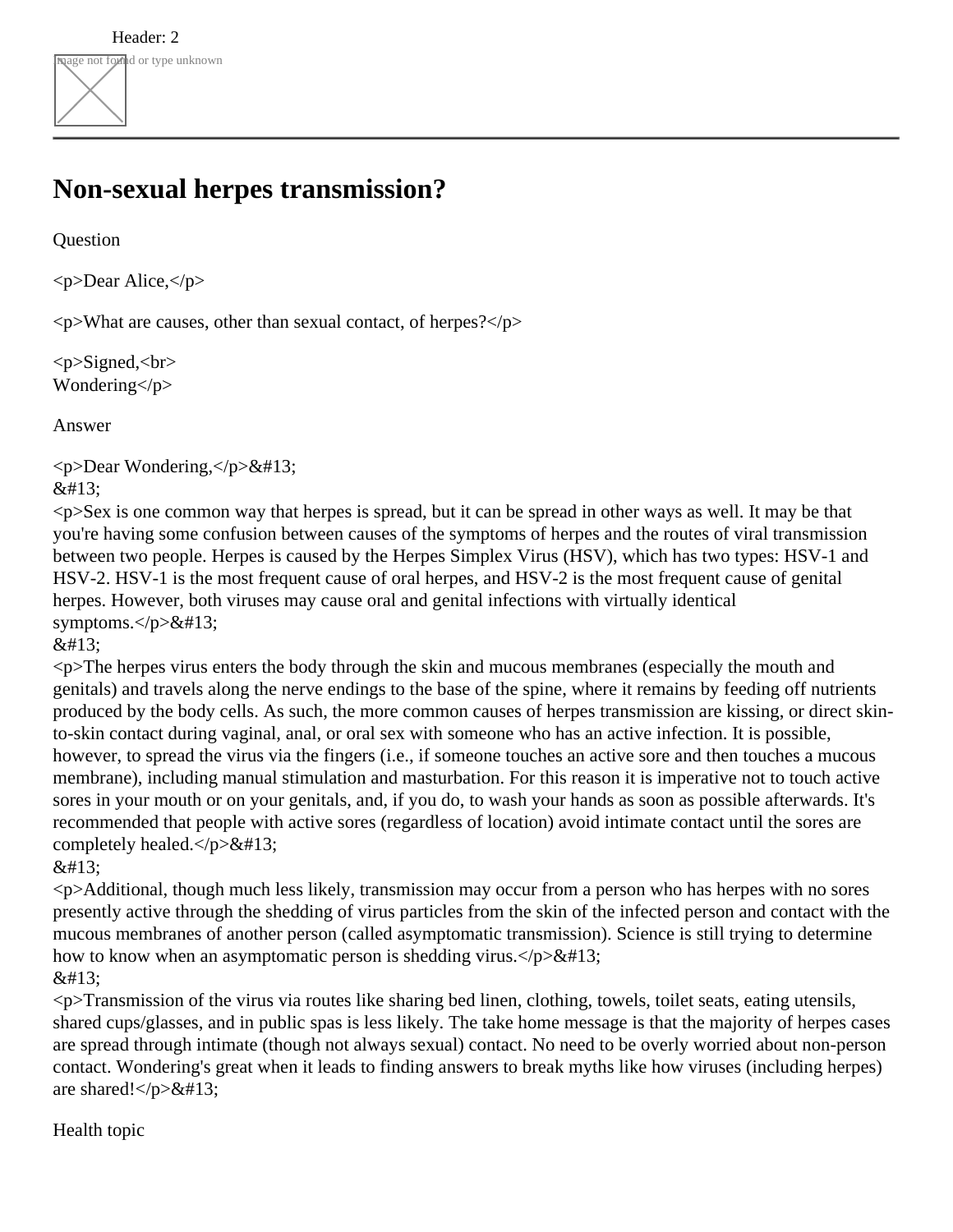Header: 2

# Non-sexual herpes transmission?

Question

<p>Dear Alice,</p>

<p>What are causes, other than sexual contact, of herpes?</p>

<p>Signed,<br>
Wondering</p>

Answer

<p>Dear Wondering,</p>&#13;
&#13;
<p>Sex is one common way that herpes is spread, but it can be spread in other ways as well. It may be that you're having some confusion between causes of the symptoms of herpes and the routes of viral transmission between two people. Herpes is caused by the Herpes Simplex Virus (HSV), which has two types: HSV-1 and HSV-2. HSV-1 is the most frequent cause of oral herpes, and HSV-2 is the most frequent cause of genital herpes. However, both viruses may cause oral and genital infections with virtually identical symptoms.</p>&#13;
&#13;
<p>The herpes virus enters the body through the skin and mucous membranes (especially the mouth and genitals) and travels along the nerve endings to the base of the spine, where it remains by feeding off nutrients produced by the body cells. As such, the more common causes of herpes transmission are kissing, or direct skin-to-skin contact during vaginal, anal, or oral sex with someone who has an active infection. It is possible, however, to spread the virus via the fingers (i.e., if someone touches an active sore and then touches a mucous membrane), including manual stimulation and masturbation. For this reason it is imperative not to touch active sores in your mouth or on your genitals, and, if you do, to wash your hands as soon as possible afterwards. It's recommended that people with active sores (regardless of location) avoid intimate contact until the sores are completely healed.</p>&#13;
&#13;
<p>Additional, though much less likely, transmission may occur from a person who has herpes with no sores presently active through the shedding of virus particles from the skin of the infected person and contact with the mucous membranes of another person (called asymptomatic transmission). Science is still trying to determine how to know when an asymptomatic person is shedding virus.</p>&#13;
&#13;
<p>Transmission of the virus via routes like sharing bed linen, clothing, towels, toilet seats, eating utensils, shared cups/glasses, and in public spas is less likely. The take home message is that the majority of herpes cases are spread through intimate (though not always sexual) contact. No need to be overly worried about non-person contact. Wondering's great when it leads to finding answers to break myths like how viruses (including herpes) are shared!</p>&#13;

Health topic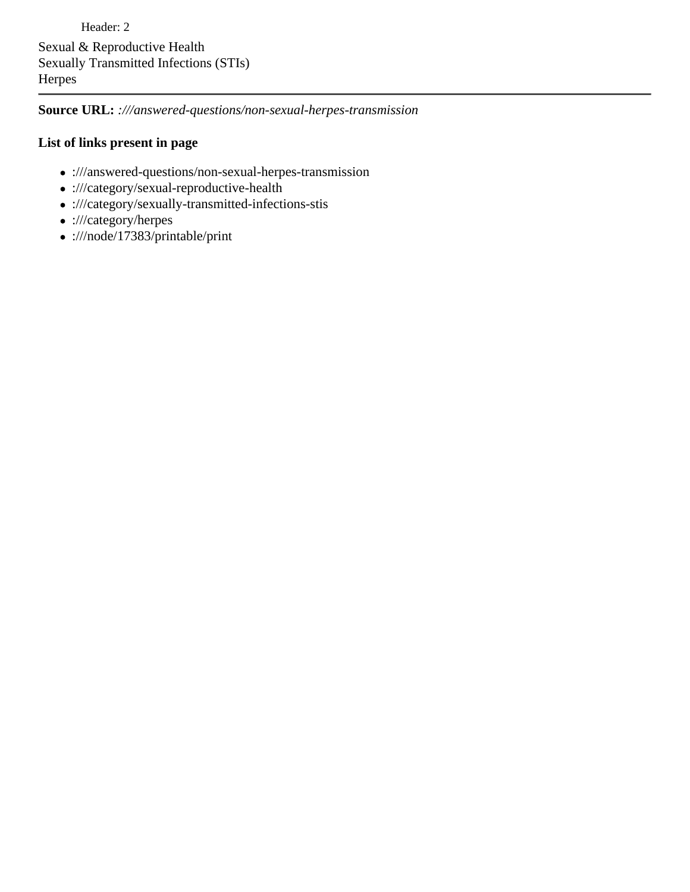Sexual & Reproductive Health
Sexually Transmitted Infections (STIs)
Herpes

---

**Source URL:** *:///answered-questions/non-sexual-herpes-transmission*

**List of links present in page**

- :///answered-questions/non-sexual-herpes-transmission
- :///category/sexual-reproductive-health
- :///category/sexually-transmitted-infections-stis
- :///category/herpes
- :///node/17383/printable/print